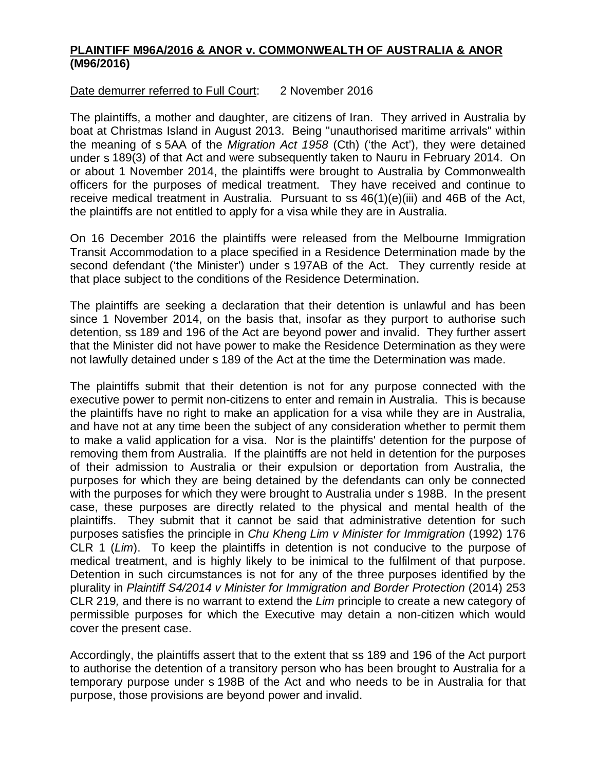**PLAINTIFF M96A/2016 & ANOR v. COMMONWEALTH OF AUSTRALIA & ANOR (M96/2016)**

Date demurrer referred to Full Court: 2 November 2016

The plaintiffs, a mother and daughter, are citizens of Iran. They arrived in Australia by boat at Christmas Island in August 2013. Being "unauthorised maritime arrivals" within the meaning of s 5AA of the *Migration Act 1958* (Cth) ('the Act'), they were detained under s 189(3) of that Act and were subsequently taken to Nauru in February 2014. On or about 1 November 2014, the plaintiffs were brought to Australia by Commonwealth officers for the purposes of medical treatment. They have received and continue to receive medical treatment in Australia. Pursuant to ss 46(1)(e)(iii) and 46B of the Act, the plaintiffs are not entitled to apply for a visa while they are in Australia.

On 16 December 2016 the plaintiffs were released from the Melbourne Immigration Transit Accommodation to a place specified in a Residence Determination made by the second defendant ('the Minister') under s 197AB of the Act. They currently reside at that place subject to the conditions of the Residence Determination.

The plaintiffs are seeking a declaration that their detention is unlawful and has been since 1 November 2014, on the basis that, insofar as they purport to authorise such detention, ss 189 and 196 of the Act are beyond power and invalid. They further assert that the Minister did not have power to make the Residence Determination as they were not lawfully detained under s 189 of the Act at the time the Determination was made.

The plaintiffs submit that their detention is not for any purpose connected with the executive power to permit non-citizens to enter and remain in Australia. This is because the plaintiffs have no right to make an application for a visa while they are in Australia, and have not at any time been the subject of any consideration whether to permit them to make a valid application for a visa. Nor is the plaintiffs' detention for the purpose of removing them from Australia. If the plaintiffs are not held in detention for the purposes of their admission to Australia or their expulsion or deportation from Australia, the purposes for which they are being detained by the defendants can only be connected with the purposes for which they were brought to Australia under s 198B. In the present case, these purposes are directly related to the physical and mental health of the plaintiffs. They submit that it cannot be said that administrative detention for such purposes satisfies the principle in *Chu Kheng Lim v Minister for Immigration* (1992) 176 CLR 1 (*Lim*). To keep the plaintiffs in detention is not conducive to the purpose of medical treatment, and is highly likely to be inimical to the fulfilment of that purpose. Detention in such circumstances is not for any of the three purposes identified by the plurality in *Plaintiff S4/2014 v Minister for Immigration and Border Protection* (2014) 253 CLR 219*,* and there is no warrant to extend the *Lim* principle to create a new category of permissible purposes for which the Executive may detain a non-citizen which would cover the present case.

Accordingly, the plaintiffs assert that to the extent that ss 189 and 196 of the Act purport to authorise the detention of a transitory person who has been brought to Australia for a temporary purpose under s 198B of the Act and who needs to be in Australia for that purpose, those provisions are beyond power and invalid.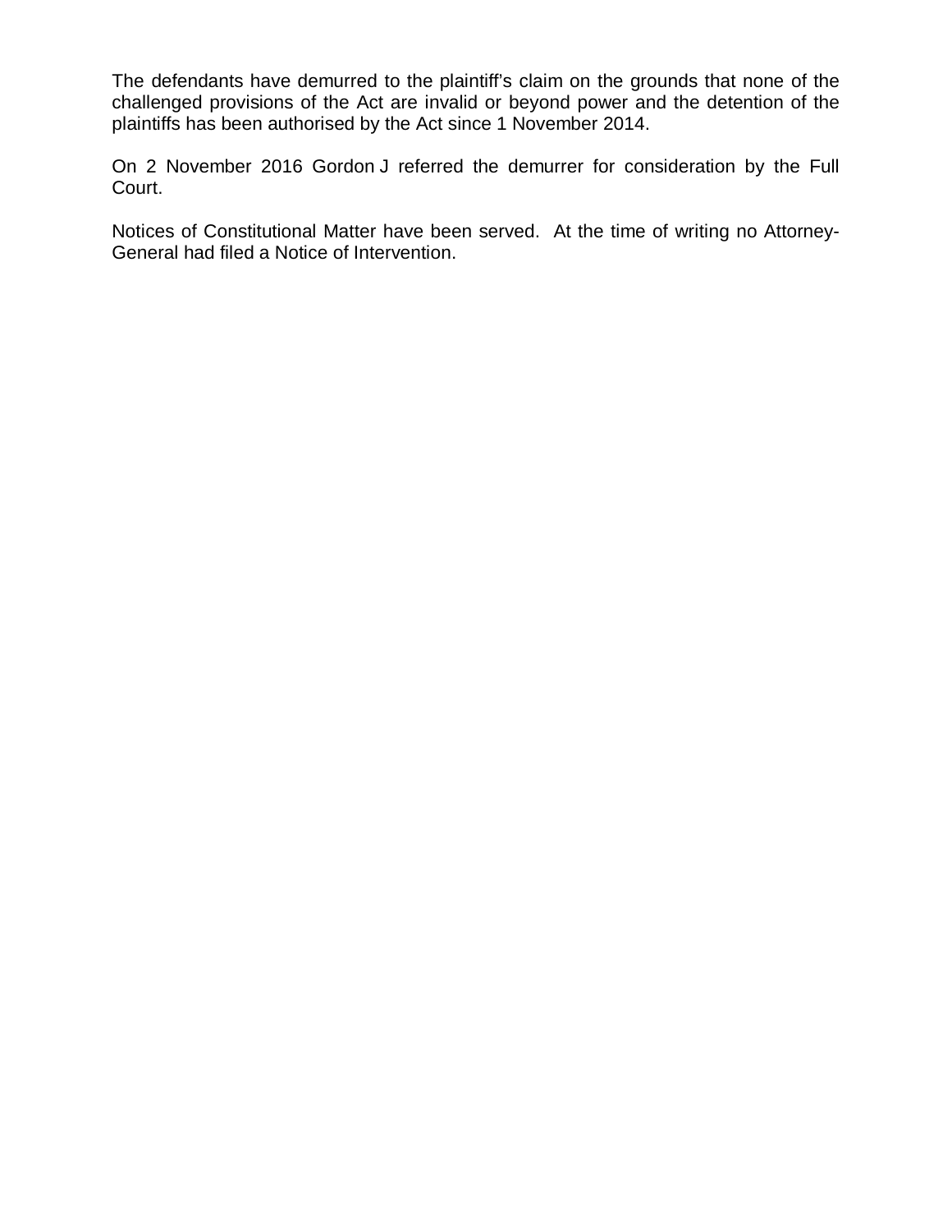The defendants have demurred to the plaintiff's claim on the grounds that none of the challenged provisions of the Act are invalid or beyond power and the detention of the plaintiffs has been authorised by the Act since 1 November 2014.

On 2 November 2016 Gordon J referred the demurrer for consideration by the Full Court.

Notices of Constitutional Matter have been served. At the time of writing no Attorney-General had filed a Notice of Intervention.